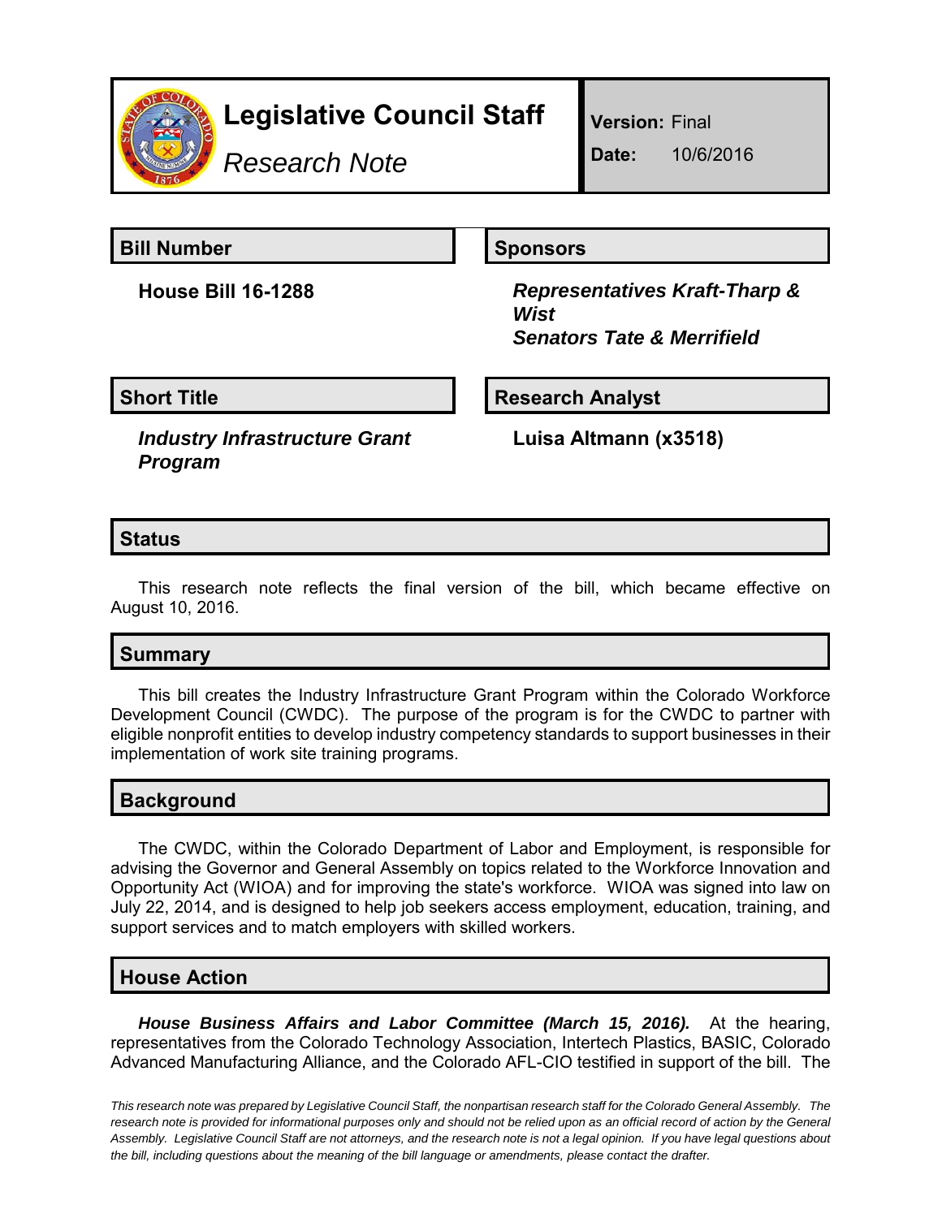# Legislative Council Staff

*Research Note*

**Version:** Final
**Date:** 10/6/2016

## Bill Number

**House Bill 16-1288**

## Sponsors

***Representatives Kraft-Tharp & Wist***
***Senators Tate & Merrifield***

## Short Title

***Industry Infrastructure Grant Program***

## Research Analyst

**Luisa Altmann (x3518)**

## Status

This research note reflects the final version of the bill, which became effective on August 10, 2016.

## Summary

This bill creates the Industry Infrastructure Grant Program within the Colorado Workforce Development Council (CWDC). The purpose of the program is for the CWDC to partner with eligible nonprofit entities to develop industry competency standards to support businesses in their implementation of work site training programs.

## Background

The CWDC, within the Colorado Department of Labor and Employment, is responsible for advising the Governor and General Assembly on topics related to the Workforce Innovation and Opportunity Act (WIOA) and for improving the state's workforce. WIOA was signed into law on July 22, 2014, and is designed to help job seekers access employment, education, training, and support services and to match employers with skilled workers.

## House Action

***House Business Affairs and Labor Committee (March 15, 2016).*** At the hearing, representatives from the Colorado Technology Association, Intertech Plastics, BASIC, Colorado Advanced Manufacturing Alliance, and the Colorado AFL-CIO testified in support of the bill. The

*This research note was prepared by Legislative Council Staff, the nonpartisan research staff for the Colorado General Assembly. The research note is provided for informational purposes only and should not be relied upon as an official record of action by the General Assembly. Legislative Council Staff are not attorneys, and the research note is not a legal opinion. If you have legal questions about the bill, including questions about the meaning of the bill language or amendments, please contact the drafter.*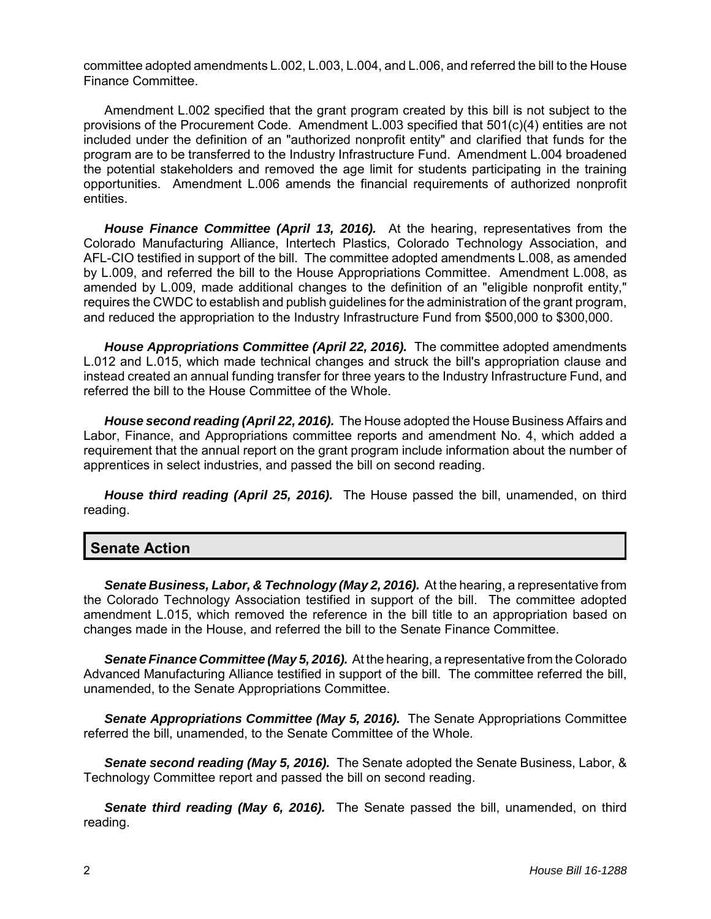committee adopted amendments L.002, L.003, L.004, and L.006, and referred the bill to the House Finance Committee.

Amendment L.002 specified that the grant program created by this bill is not subject to the provisions of the Procurement Code. Amendment L.003 specified that 501(c)(4) entities are not included under the definition of an "authorized nonprofit entity" and clarified that funds for the program are to be transferred to the Industry Infrastructure Fund. Amendment L.004 broadened the potential stakeholders and removed the age limit for students participating in the training opportunities. Amendment L.006 amends the financial requirements of authorized nonprofit entities.

***House Finance Committee (April 13, 2016).*** At the hearing, representatives from the Colorado Manufacturing Alliance, Intertech Plastics, Colorado Technology Association, and AFL-CIO testified in support of the bill. The committee adopted amendments L.008, as amended by L.009, and referred the bill to the House Appropriations Committee. Amendment L.008, as amended by L.009, made additional changes to the definition of an "eligible nonprofit entity," requires the CWDC to establish and publish guidelines for the administration of the grant program, and reduced the appropriation to the Industry Infrastructure Fund from $500,000 to $300,000.

***House Appropriations Committee (April 22, 2016).*** The committee adopted amendments L.012 and L.015, which made technical changes and struck the bill's appropriation clause and instead created an annual funding transfer for three years to the Industry Infrastructure Fund, and referred the bill to the House Committee of the Whole.

***House second reading (April 22, 2016).*** The House adopted the House Business Affairs and Labor, Finance, and Appropriations committee reports and amendment No. 4, which added a requirement that the annual report on the grant program include information about the number of apprentices in select industries, and passed the bill on second reading.

***House third reading (April 25, 2016).*** The House passed the bill, unamended, on third reading.

## Senate Action

***Senate Business, Labor, & Technology (May 2, 2016).*** At the hearing, a representative from the Colorado Technology Association testified in support of the bill. The committee adopted amendment L.015, which removed the reference in the bill title to an appropriation based on changes made in the House, and referred the bill to the Senate Finance Committee.

***Senate Finance Committee (May 5, 2016).*** At the hearing, a representative from the Colorado Advanced Manufacturing Alliance testified in support of the bill. The committee referred the bill, unamended, to the Senate Appropriations Committee.

***Senate Appropriations Committee (May 5, 2016).*** The Senate Appropriations Committee referred the bill, unamended, to the Senate Committee of the Whole.

***Senate second reading (May 5, 2016).*** The Senate adopted the Senate Business, Labor, & Technology Committee report and passed the bill on second reading.

***Senate third reading (May 6, 2016).*** The Senate passed the bill, unamended, on third reading.